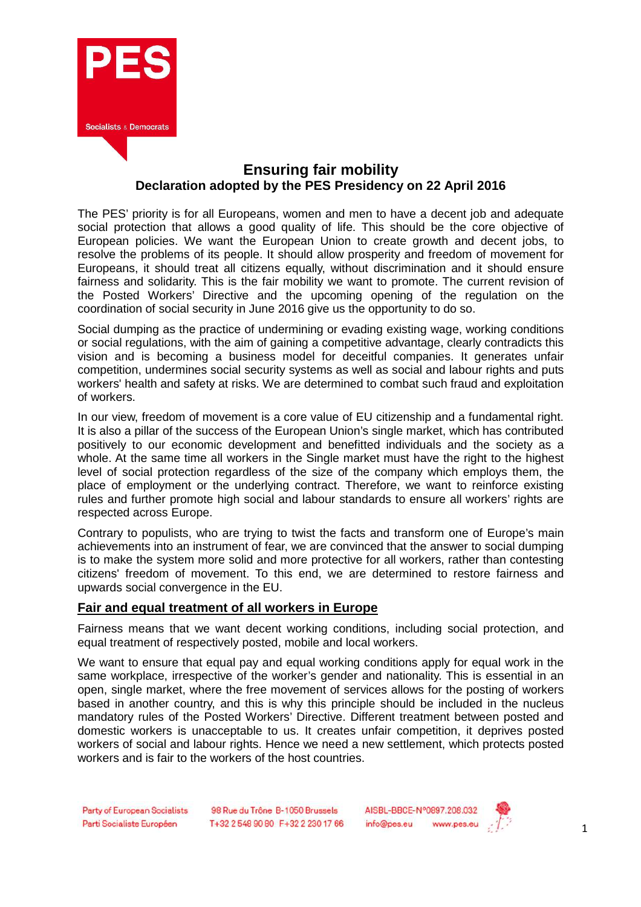# Ensuring fair mobility

**Declaration adopted by the PES Presidency on 22 April 2016**

The PES' priority is for all Europeans, women and men to have a decent job and adequate social protection that allows a good quality of life. This should be the core objective of European policies. We want the European Union to create growth and decent jobs, to resolve the problems of its people. It should allow prosperity and freedom of movement for Europeans, it should treat all citizens equally, without discrimination and it should ensure fairness and solidarity. This is the fair mobility we want to promote. The current revision of the Posted Workers' Directive and the upcoming opening of the regulation on the coordination of social security in June 2016 give us the opportunity to do so.

Social dumping as the practice of undermining or evading existing wage, working conditions or social regulations, with the aim of gaining a competitive advantage, clearly contradicts this vision and is becoming a business model for deceitful companies. It generates unfair competition, undermines social security systems as well as social and labour rights and puts workers' health and safety at risks. We are determined to combat such fraud and exploitation of workers.

In our view, freedom of movement is a core value of EU citizenship and a fundamental right. It is also a pillar of the success of the European Union's single market, which has contributed positively to our economic development and benefitted individuals and the society as a whole. At the same time all workers in the Single market must have the right to the highest level of social protection regardless of the size of the company which employs them, the place of employment or the underlying contract. Therefore, we want to reinforce existing rules and further promote high social and labour standards to ensure all workers' rights are respected across Europe.

Contrary to populists, who are trying to twist the facts and transform one of Europe's main achievements into an instrument of fear, we are convinced that the answer to social dumping is to make the system more solid and more protective for all workers, rather than contesting citizens' freedom of movement. To this end, we are determined to restore fairness and upwards social convergence in the EU.

## Fair and equal treatment of all workers in Europe

Fairness means that we want decent working conditions, including social protection, and equal treatment of respectively posted, mobile and local workers.

We want to ensure that equal pay and equal working conditions apply for equal work in the same workplace, irrespective of the worker's gender and nationality. This is essential in an open, single market, where the free movement of services allows for the posting of workers based in another country, and this is why this principle should be included in the nucleus mandatory rules of the Posted Workers' Directive. Different treatment between posted and domestic workers is unacceptable to us. It creates unfair competition, it deprives posted workers of social and labour rights. Hence we need a new settlement, which protects posted workers and is fair to the workers of the host countries.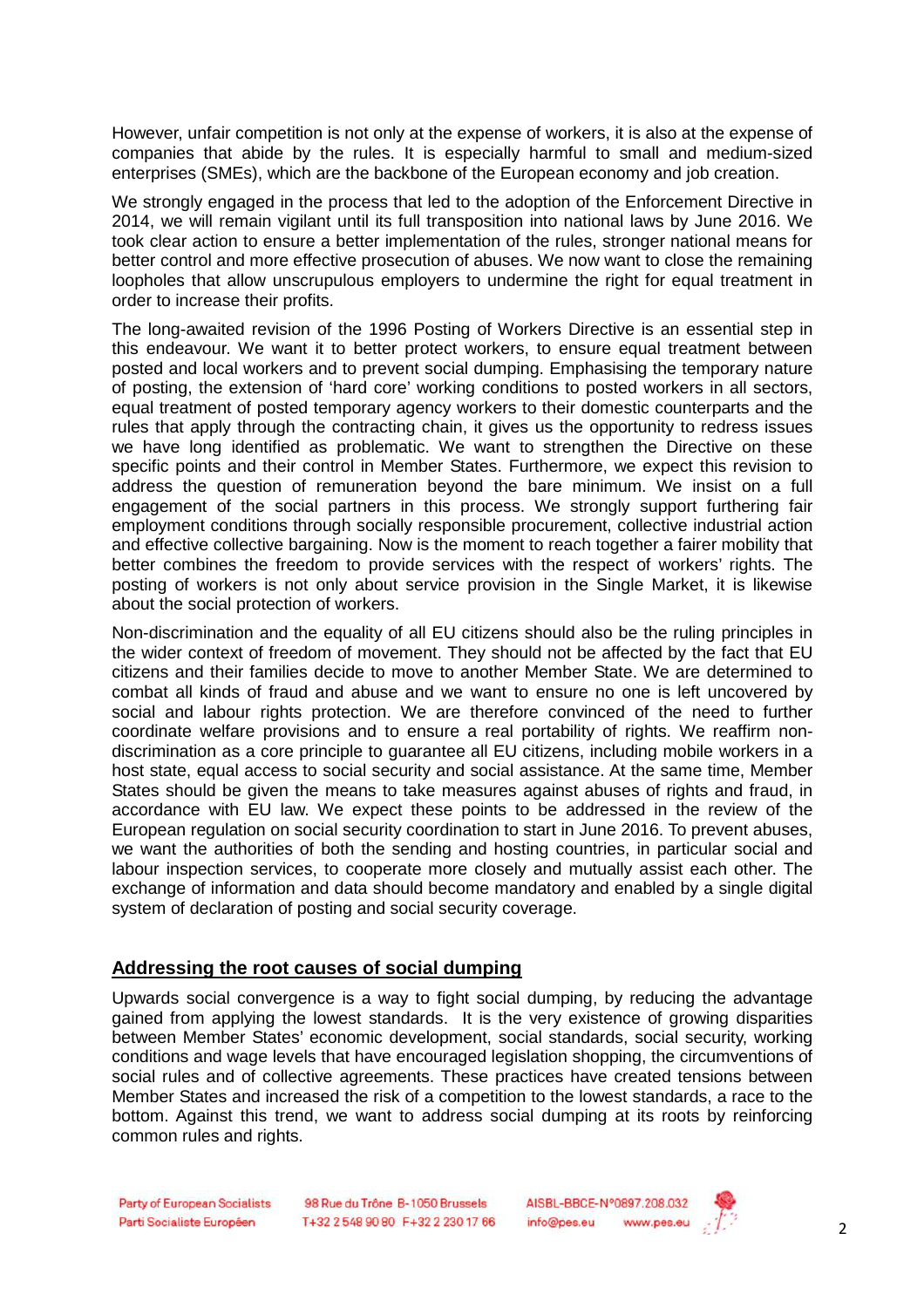However, unfair competition is not only at the expense of workers, it is also at the expense of companies that abide by the rules. It is especially harmful to small and medium-sized enterprises (SMEs), which are the backbone of the European economy and job creation.

We strongly engaged in the process that led to the adoption of the Enforcement Directive in 2014, we will remain vigilant until its full transposition into national laws by June 2016. We took clear action to ensure a better implementation of the rules, stronger national means for better control and more effective prosecution of abuses. We now want to close the remaining loopholes that allow unscrupulous employers to undermine the right for equal treatment in order to increase their profits.

The long-awaited revision of the 1996 Posting of Workers Directive is an essential step in this endeavour. We want it to better protect workers, to ensure equal treatment between posted and local workers and to prevent social dumping. Emphasising the temporary nature of posting, the extension of 'hard core' working conditions to posted workers in all sectors, equal treatment of posted temporary agency workers to their domestic counterparts and the rules that apply through the contracting chain, it gives us the opportunity to redress issues we have long identified as problematic. We want to strengthen the Directive on these specific points and their control in Member States. Furthermore, we expect this revision to address the question of remuneration beyond the bare minimum. We insist on a full engagement of the social partners in this process. We strongly support furthering fair employment conditions through socially responsible procurement, collective industrial action and effective collective bargaining. Now is the moment to reach together a fairer mobility that better combines the freedom to provide services with the respect of workers' rights. The posting of workers is not only about service provision in the Single Market, it is likewise about the social protection of workers.

Non-discrimination and the equality of all EU citizens should also be the ruling principles in the wider context of freedom of movement. They should not be affected by the fact that EU citizens and their families decide to move to another Member State. We are determined to combat all kinds of fraud and abuse and we want to ensure no one is left uncovered by social and labour rights protection. We are therefore convinced of the need to further coordinate welfare provisions and to ensure a real portability of rights. We reaffirm non-discrimination as a core principle to guarantee all EU citizens, including mobile workers in a host state, equal access to social security and social assistance. At the same time, Member States should be given the means to take measures against abuses of rights and fraud, in accordance with EU law. We expect these points to be addressed in the review of the European regulation on social security coordination to start in June 2016. To prevent abuses, we want the authorities of both the sending and hosting countries, in particular social and labour inspection services, to cooperate more closely and mutually assist each other. The exchange of information and data should become mandatory and enabled by a single digital system of declaration of posting and social security coverage.

## Addressing the root causes of social dumping

Upwards social convergence is a way to fight social dumping, by reducing the advantage gained from applying the lowest standards. It is the very existence of growing disparities between Member States' economic development, social standards, social security, working conditions and wage levels that have encouraged legislation shopping, the circumventions of social rules and of collective agreements. These practices have created tensions between Member States and increased the risk of a competition to the lowest standards, a race to the bottom. Against this trend, we want to address social dumping at its roots by reinforcing common rules and rights.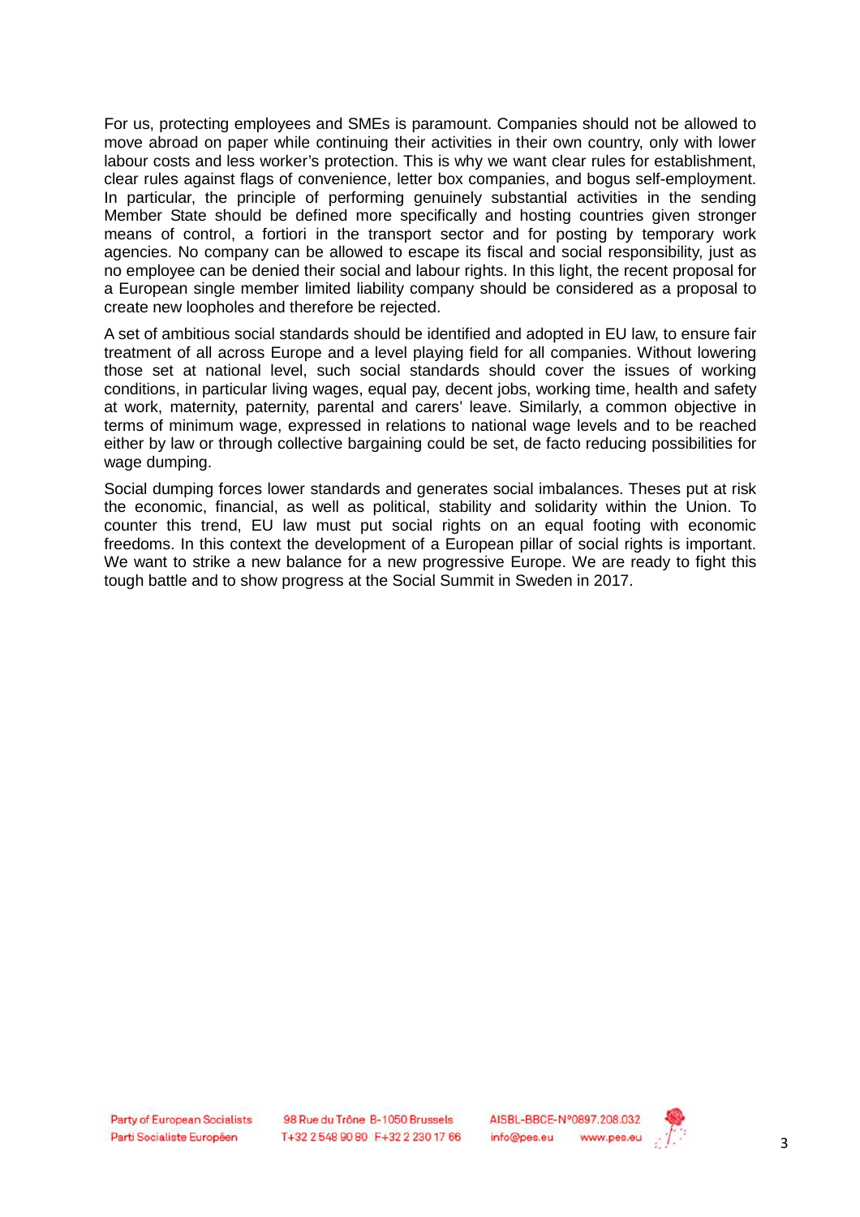For us, protecting employees and SMEs is paramount. Companies should not be allowed to move abroad on paper while continuing their activities in their own country, only with lower labour costs and less worker's protection. This is why we want clear rules for establishment, clear rules against flags of convenience, letter box companies, and bogus self-employment. In particular, the principle of performing genuinely substantial activities in the sending Member State should be defined more specifically and hosting countries given stronger means of control, a fortiori in the transport sector and for posting by temporary work agencies. No company can be allowed to escape its fiscal and social responsibility, just as no employee can be denied their social and labour rights. In this light, the recent proposal for a European single member limited liability company should be considered as a proposal to create new loopholes and therefore be rejected.

A set of ambitious social standards should be identified and adopted in EU law, to ensure fair treatment of all across Europe and a level playing field for all companies. Without lowering those set at national level, such social standards should cover the issues of working conditions, in particular living wages, equal pay, decent jobs, working time, health and safety at work, maternity, paternity, parental and carers' leave. Similarly, a common objective in terms of minimum wage, expressed in relations to national wage levels and to be reached either by law or through collective bargaining could be set, de facto reducing possibilities for wage dumping.

Social dumping forces lower standards and generates social imbalances. Theses put at risk the economic, financial, as well as political, stability and solidarity within the Union. To counter this trend, EU law must put social rights on an equal footing with economic freedoms. In this context the development of a European pillar of social rights is important. We want to strike a new balance for a new progressive Europe. We are ready to fight this tough battle and to show progress at the Social Summit in Sweden in 2017.